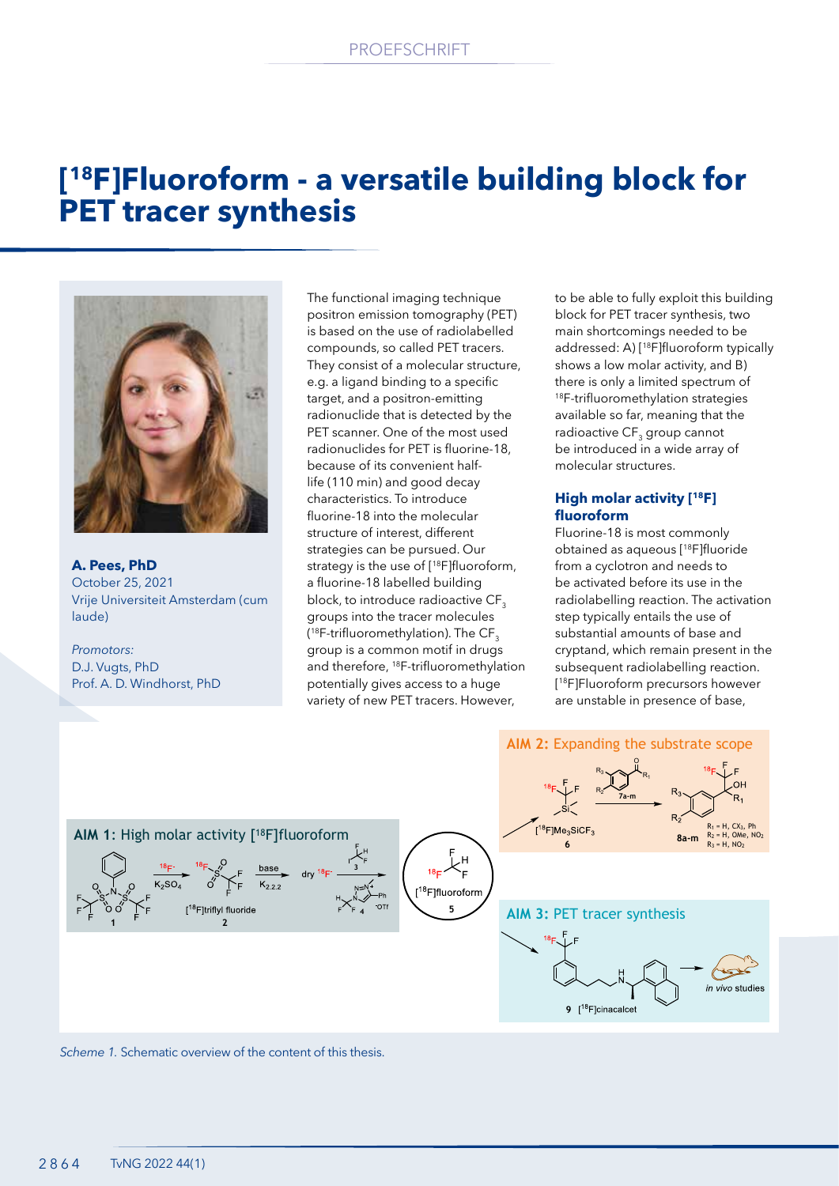PROEFSCHRIFT

# [$^{18}$F]Fluoroform - a versatile building block for PET tracer synthesis

**A. Pees, PhD**
October 25, 2021
Vrije Universiteit Amsterdam (cum laude)

*Promotors:*
D.J. Vugts, PhD
Prof. A. D. Windhorst, PhD

The functional imaging technique positron emission tomography (PET) is based on the use of radiolabelled compounds, so called PET tracers. They consist of a molecular structure, e.g. a ligand binding to a specific target, and a positron-emitting radionuclide that is detected by the PET scanner. One of the most used radionuclides for PET is fluorine-18, because of its convenient half-life (110 min) and good decay characteristics. To introduce fluorine-18 into the molecular structure of interest, different strategies can be pursued. Our strategy is the use of [$^{18}$F]fluoroform, a fluorine-18 labelled building block, to introduce radioactive $CF_3$ groups into the tracer molecules ($^{18}$F-trifluoromethylation). The $CF_3$ group is a common motif in drugs and therefore, $^{18}$F-trifluoromethylation potentially gives access to a huge variety of new PET tracers. However, to be able to fully exploit this building block for PET tracer synthesis, two main shortcomings needed to be addressed: A) [$^{18}$F]fluoroform typically shows a low molar activity, and B) there is only a limited spectrum of $^{18}$F-trifluoromethylation strategies available so far, meaning that the radioactive $CF_3$ group cannot be introduced in a wide array of molecular structures.

### High molar activity [$^{18}$F]fluoroform

Fluorine-18 is most commonly obtained as aqueous [$^{18}$F]fluoride from a cyclotron and needs to be activated before its use in the radiolabelling reaction. The activation step typically entails the use of substantial amounts of base and cryptand, which remain present in the subsequent radiolabelling reaction. [$^{18}$F]Fluoroform precursors however are unstable in presence of base,

*Scheme 1.* Schematic overview of the content of this thesis.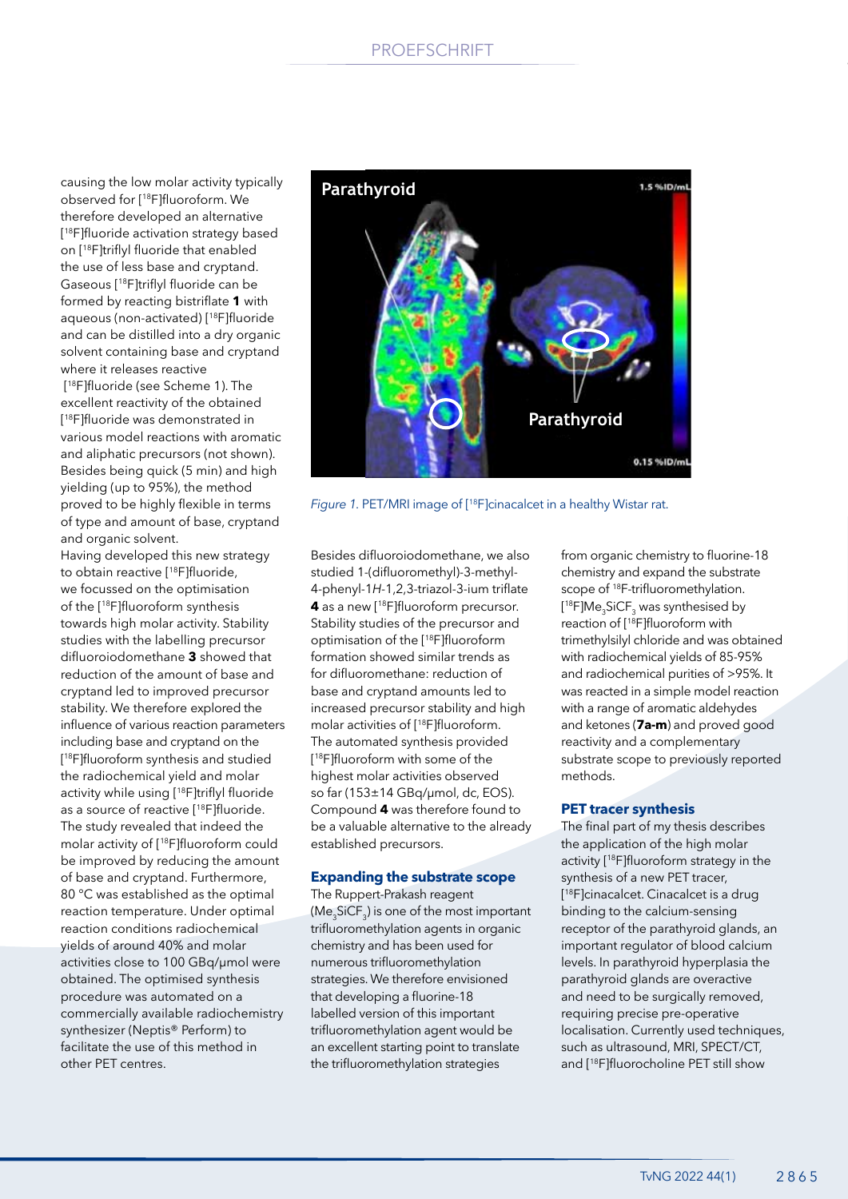causing the low molar activity typically observed for [$^{18}$F]fluoroform. We therefore developed an alternative [$^{18}$F]fluoride activation strategy based on [$^{18}$F]triflyl fluoride that enabled the use of less base and cryptand. Gaseous [$^{18}$F]triflyl fluoride can be formed by reacting bistriflate **1** with aqueous (non-activated) [$^{18}$F]fluoride and can be distilled into a dry organic solvent containing base and cryptand where it releases reactive [$^{18}$F]fluoride (see Scheme 1). The excellent reactivity of the obtained [$^{18}$F]fluoride was demonstrated in various model reactions with aromatic and aliphatic precursors (not shown). Besides being quick (5 min) and high yielding (up to 95%), the method proved to be highly flexible in terms of type and amount of base, cryptand and organic solvent.

Having developed this new strategy to obtain reactive [$^{18}$F]fluoride, we focussed on the optimisation of the [$^{18}$F]fluoroform synthesis towards high molar activity. Stability studies with the labelling precursor difluoroiodomethane **3** showed that reduction of the amount of base and cryptand led to improved precursor stability. We therefore explored the influence of various reaction parameters including base and cryptand on the [$^{18}$F]fluoroform synthesis and studied the radiochemical yield and molar activity while using [$^{18}$F]triflyl fluoride as a source of reactive [$^{18}$F]fluoride. The study revealed that indeed the molar activity of [$^{18}$F]fluoroform could be improved by reducing the amount of base and cryptand. Furthermore, 80 °C was established as the optimal reaction temperature. Under optimal reaction conditions radiochemical yields of around 40% and molar activities close to 100 GBq/µmol were obtained. The optimised synthesis procedure was automated on a commercially available radiochemistry synthesizer (Neptis® Perform) to facilitate the use of this method in other PET centres.

*Figure 1.* PET/MRI image of [$^{18}$F]cinacalcet in a healthy Wistar rat.

Besides difluoroiodomethane, we also studied 1-(difluoromethyl)-3-methyl-4-phenyl-1*H*-1,2,3-triazol-3-ium triflate **4** as a new [$^{18}$F]fluoroform precursor. Stability studies of the precursor and optimisation of the [$^{18}$F]fluoroform formation showed similar trends as for difluoromethane: reduction of base and cryptand amounts led to increased precursor stability and high molar activities of [$^{18}$F]fluoroform. The automated synthesis provided [$^{18}$F]fluoroform with some of the highest molar activities observed so far (153±14 GBq/µmol, dc, EOS). Compound **4** was therefore found to be a valuable alternative to the already established precursors.

## Expanding the substrate scope

The Ruppert-Prakash reagent ($Me_3SiCF_3$) is one of the most important trifluoromethylation agents in organic chemistry and has been used for numerous trifluoromethylation strategies. We therefore envisioned that developing a fluorine-18 labelled version of this important trifluoromethylation agent would be an excellent starting point to translate the trifluoromethylation strategies from organic chemistry to fluorine-18 chemistry and expand the substrate scope of $^{18}$F-trifluoromethylation. [$^{18}$F]$Me_3SiCF_3$ was synthesised by reaction of [$^{18}$F]fluoroform with trimethylsilyl chloride and was obtained with radiochemical yields of 85-95% and radiochemical purities of >95%. It was reacted in a simple model reaction with a range of aromatic aldehydes and ketones (**7a-m**) and proved good reactivity and a complementary substrate scope to previously reported methods.

## PET tracer synthesis

The final part of my thesis describes the application of the high molar activity [$^{18}$F]fluoroform strategy in the synthesis of a new PET tracer, [$^{18}$F]cinacalcet. Cinacalcet is a drug binding to the calcium-sensing receptor of the parathyroid glands, an important regulator of blood calcium levels. In parathyroid hyperplasia the parathyroid glands are overactive and need to be surgically removed, requiring precise pre-operative localisation. Currently used techniques, such as ultrasound, MRI, SPECT/CT, and [$^{18}$F]fluorocholine PET still show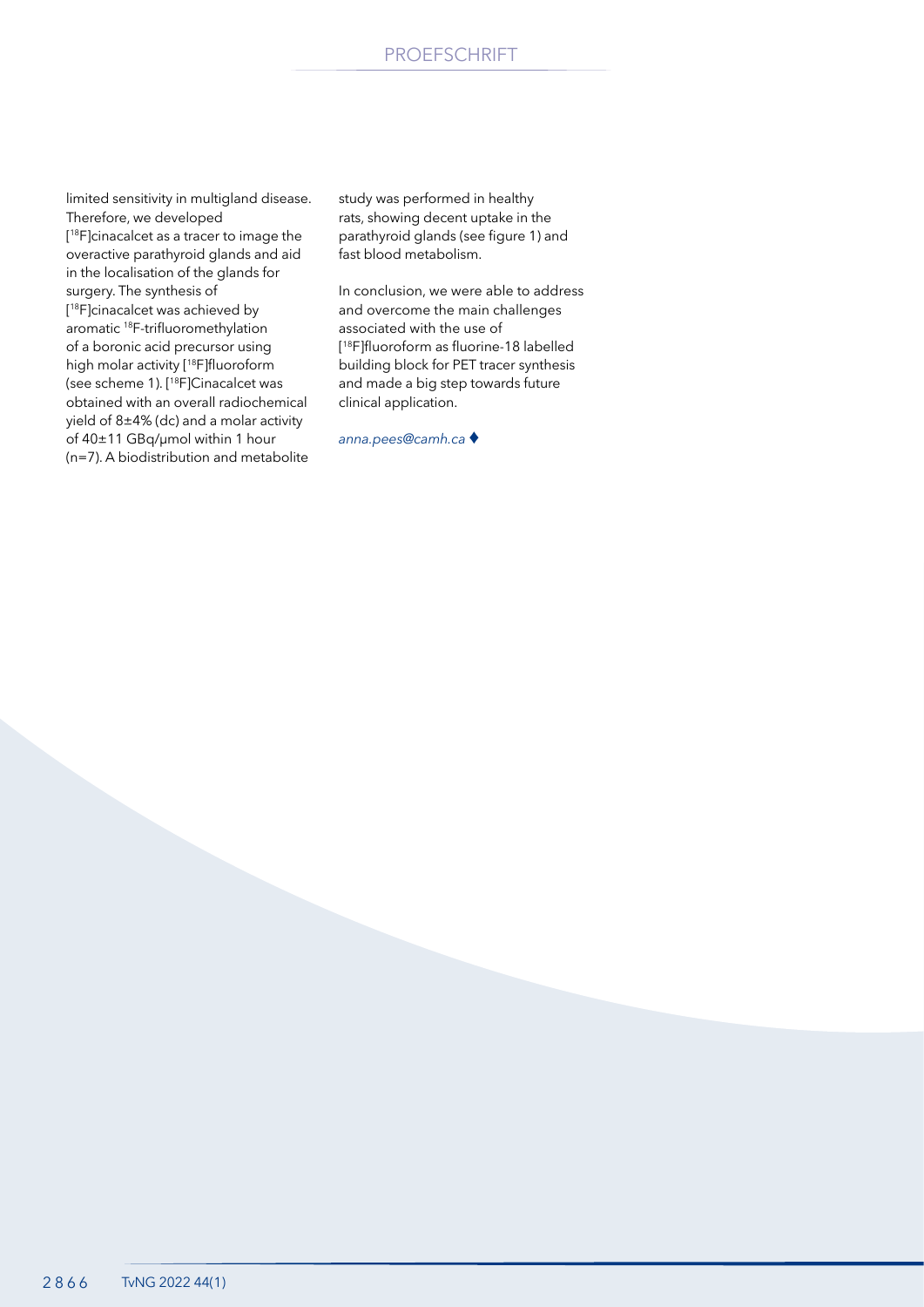limited sensitivity in multigland disease. Therefore, we developed [18F]cinacalcet as a tracer to image the overactive parathyroid glands and aid in the localisation of the glands for surgery. The synthesis of [18F]cinacalcet was achieved by aromatic 18F-trifluoromethylation of a boronic acid precursor using high molar activity [18F]fluoroform (see scheme 1). [18F]Cinacalcet was obtained with an overall radiochemical yield of 8±4% (dc) and a molar activity of 40±11 GBq/µmol within 1 hour (n=7). A biodistribution and metabolite study was performed in healthy rats, showing decent uptake in the parathyroid glands (see figure 1) and fast blood metabolism.

In conclusion, we were able to address and overcome the main challenges associated with the use of [18F]fluoroform as fluorine-18 labelled building block for PET tracer synthesis and made a big step towards future clinical application.

*anna.pees@camh.ca* ♦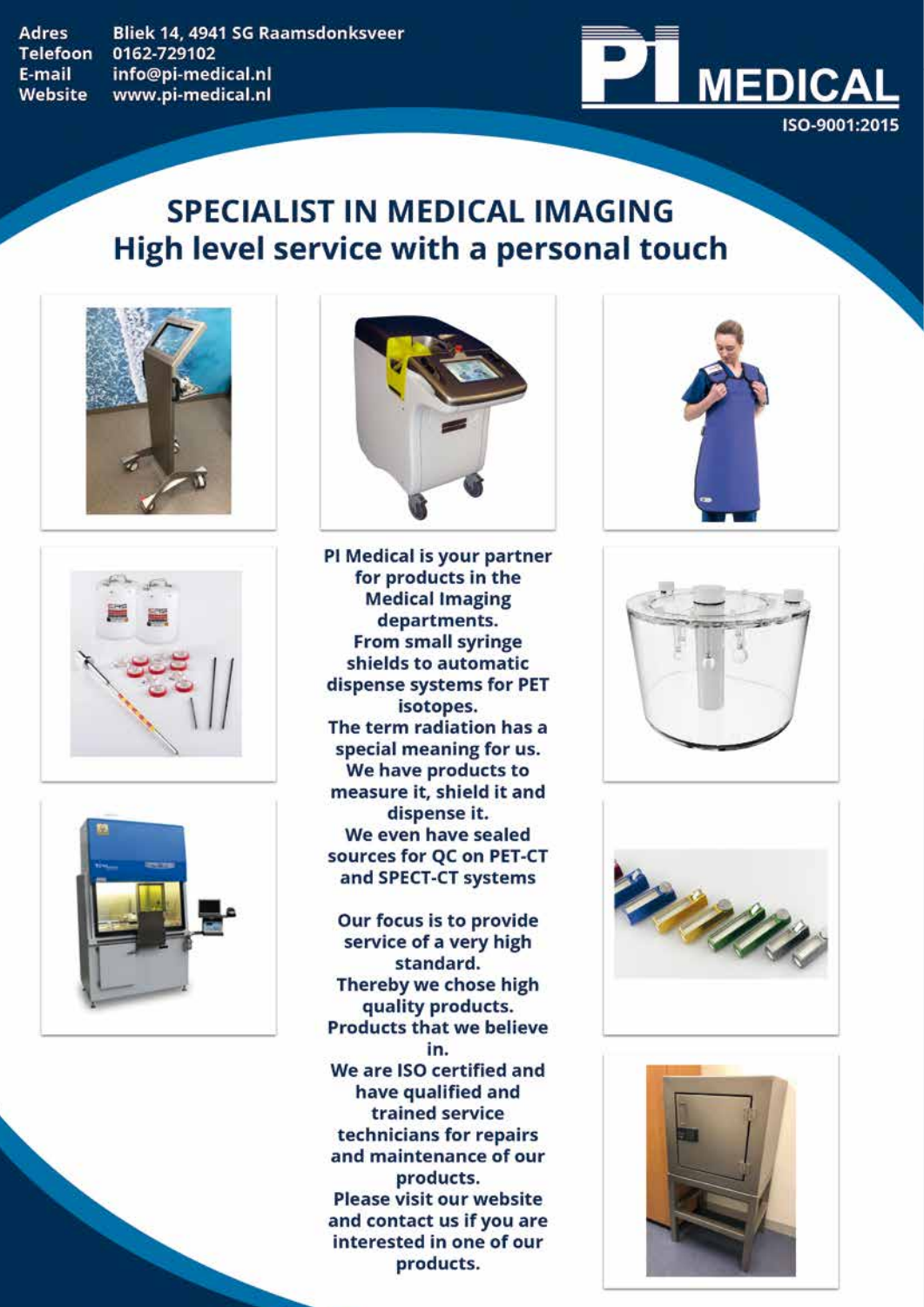Adres Bliek 14, 4941 SG Raamsdonksveer
Telefoon 0162-729102
E-mail info@pi-medical.nl
Website www.pi-medical.nl

PI MEDICAL
ISO-9001:2015

# SPECIALIST IN MEDICAL IMAGING
## High level service with a personal touch

**PI Medical is your partner for products in the Medical Imaging departments.**
**From small syringe shields to automatic dispense systems for PET isotopes.**
**The term radiation has a special meaning for us.**
**We have products to measure it, shield it and dispense it.**
**We even have sealed sources for QC on PET-CT and SPECT-CT systems**

**Our focus is to provide service of a very high standard.**
**Thereby we chose high quality products.**
**Products that we believe in.**
**We are ISO certified and have qualified and trained service technicians for repairs and maintenance of our products.**
**Please visit our website and contact us if you are interested in one of our products.**